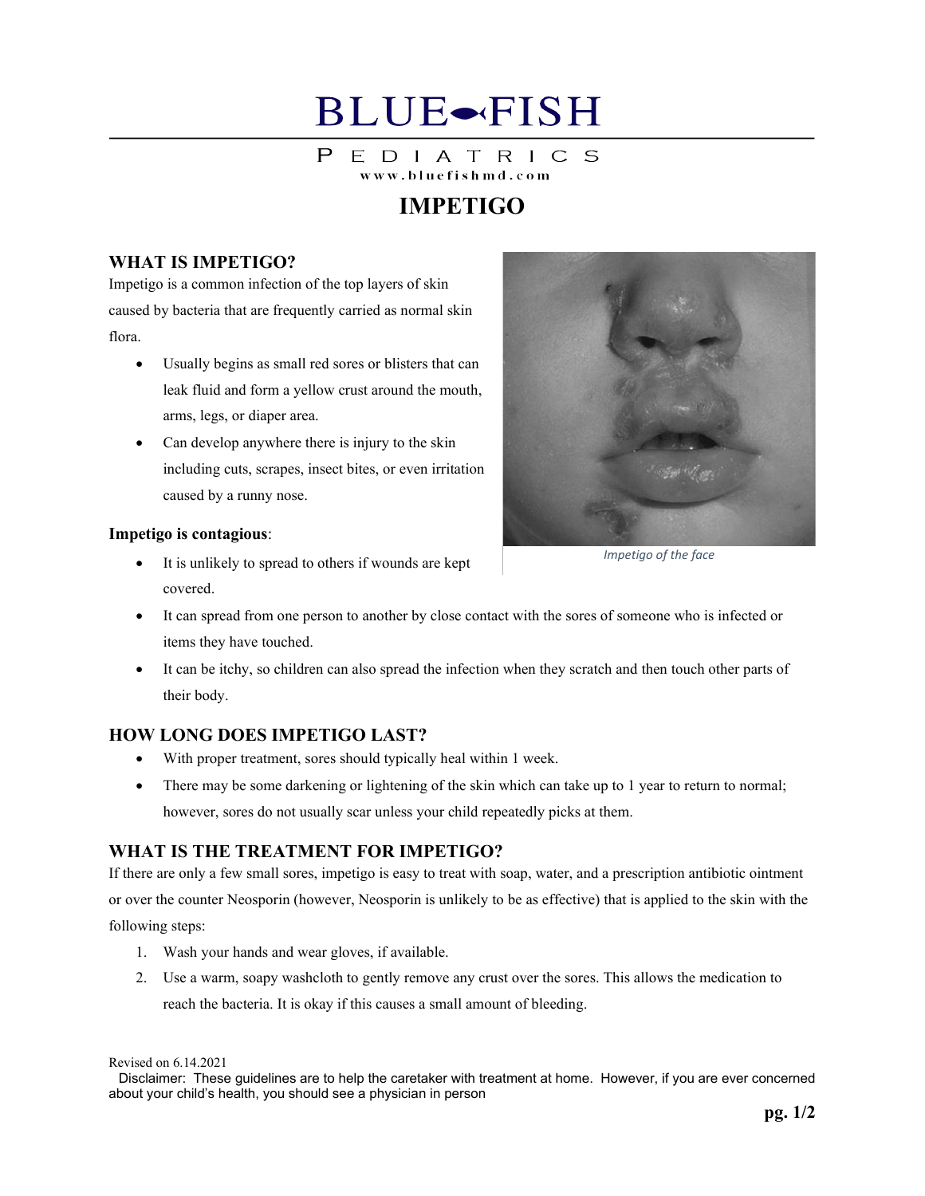# BLUE FISH

PEDIATRICS
www.bluefishmd.com

# IMPETIGO

## WHAT IS IMPETIGO?

Impetigo is a common infection of the top layers of skin caused by bacteria that are frequently carried as normal skin flora.

- Usually begins as small red sores or blisters that can leak fluid and form a yellow crust around the mouth, arms, legs, or diaper area.
- Can develop anywhere there is injury to the skin including cuts, scrapes, insect bites, or even irritation caused by a runny nose.

*Impetigo of the face*

### Impetigo is contagious:

- It is unlikely to spread to others if wounds are kept covered.
- It can spread from one person to another by close contact with the sores of someone who is infected or items they have touched.
- It can be itchy, so children can also spread the infection when they scratch and then touch other parts of their body.

## HOW LONG DOES IMPETIGO LAST?

- With proper treatment, sores should typically heal within 1 week.
- There may be some darkening or lightening of the skin which can take up to 1 year to return to normal; however, sores do not usually scar unless your child repeatedly picks at them.

## WHAT IS THE TREATMENT FOR IMPETIGO?

If there are only a few small sores, impetigo is easy to treat with soap, water, and a prescription antibiotic ointment or over the counter Neosporin (however, Neosporin is unlikely to be as effective) that is applied to the skin with the following steps:

1. Wash your hands and wear gloves, if available.
2. Use a warm, soapy washcloth to gently remove any crust over the sores. This allows the medication to reach the bacteria. It is okay if this causes a small amount of bleeding.

Revised on 6.14.2021

Disclaimer: These guidelines are to help the caretaker with treatment at home. However, if you are ever concerned about your child's health, you should see a physician in person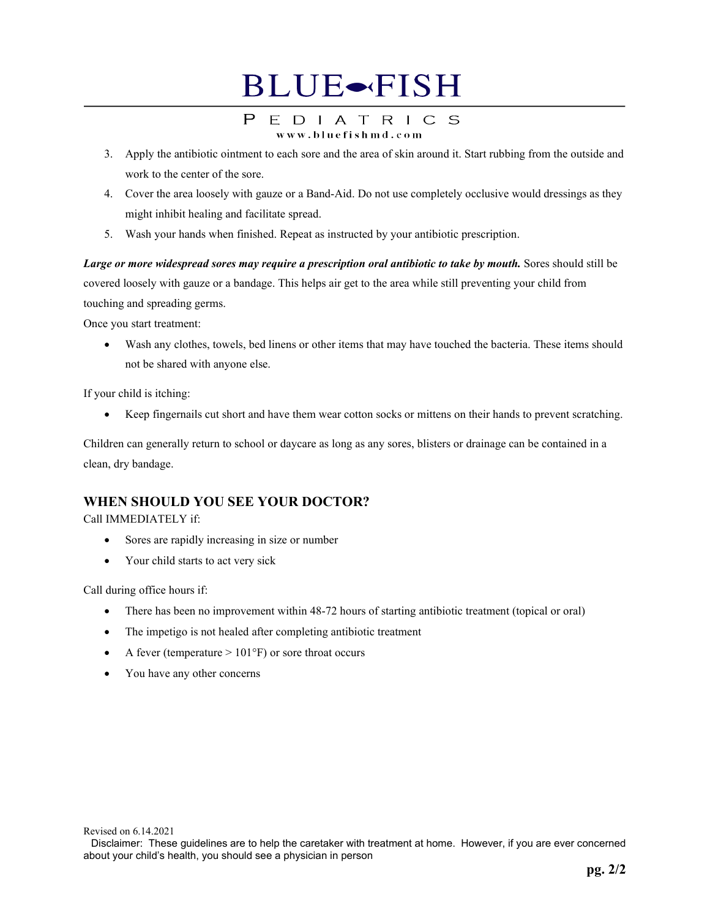3. Apply the antibiotic ointment to each sore and the area of skin around it. Start rubbing from the outside and work to the center of the sore.
4. Cover the area loosely with gauze or a Band-Aid. Do not use completely occlusive would dressings as they might inhibit healing and facilitate spread.
5. Wash your hands when finished. Repeat as instructed by your antibiotic prescription.

***Large or more widespread sores may require a prescription oral antibiotic to take by mouth.*** Sores should still be covered loosely with gauze or a bandage. This helps air get to the area while still preventing your child from touching and spreading germs.

Once you start treatment:

- Wash any clothes, towels, bed linens or other items that may have touched the bacteria. These items should not be shared with anyone else.

If your child is itching:

- Keep fingernails cut short and have them wear cotton socks or mittens on their hands to prevent scratching.

Children can generally return to school or daycare as long as any sores, blisters or drainage can be contained in a clean, dry bandage.

## WHEN SHOULD YOU SEE YOUR DOCTOR?

Call IMMEDIATELY if:

- Sores are rapidly increasing in size or number
- Your child starts to act very sick

Call during office hours if:

- There has been no improvement within 48-72 hours of starting antibiotic treatment (topical or oral)
- The impetigo is not healed after completing antibiotic treatment
- A fever (temperature > 101°F) or sore throat occurs
- You have any other concerns

Revised on 6.14.2021

Disclaimer: These guidelines are to help the caretaker with treatment at home. However, if you are ever concerned about your child's health, you should see a physician in person